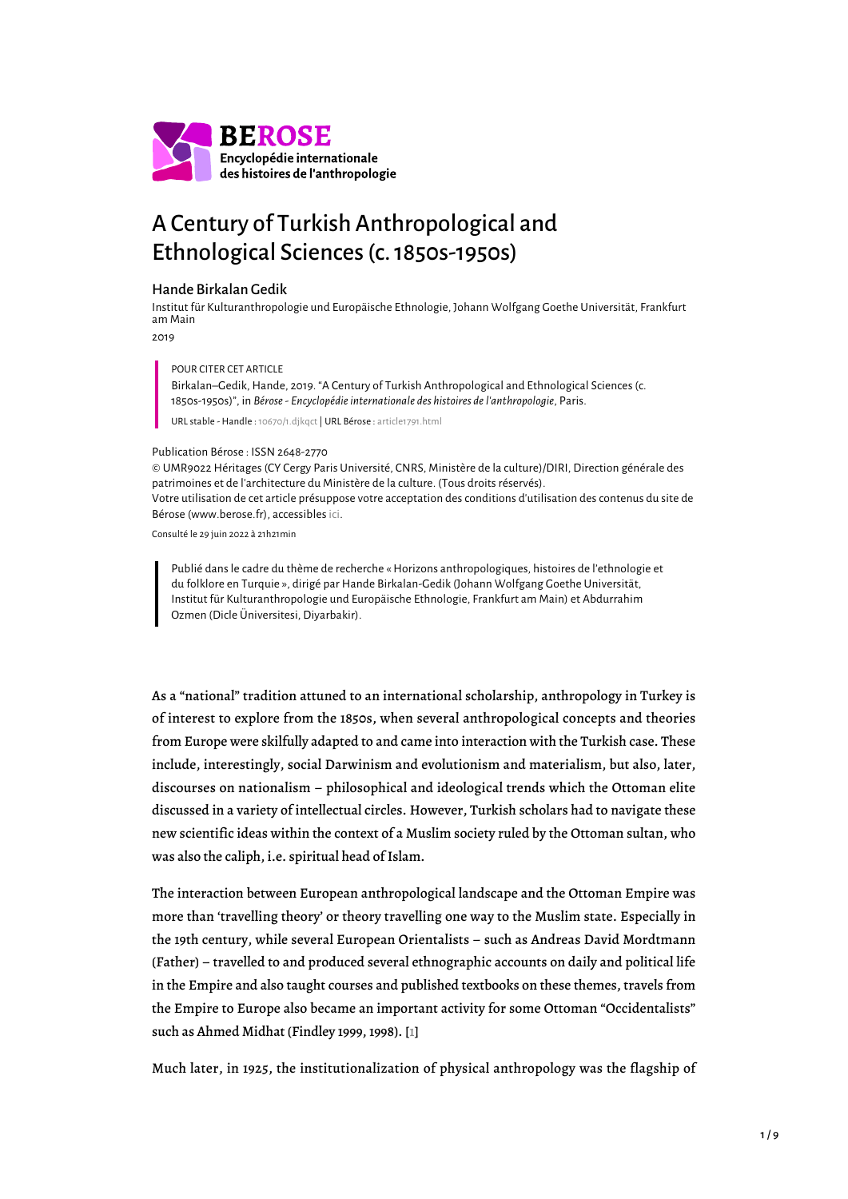**BEROSE**
**Encyclopédie internationale des histoires de l'anthropologie**

# A Century of Turkish Anthropological and Ethnological Sciences (c. 1850s-1950s)

Hande Birkalan Gedik

Institut für Kulturanthropologie und Europäische Ethnologie, Johann Wolfgang Goethe Universität, Frankfurt am Main

2019

> POUR CITER CET ARTICLE
>
> Birkalan–Gedik, Hande, 2019. "A Century of Turkish Anthropological and Ethnological Sciences (c. 1850s-1950s)", in *Bérose - Encyclopédie internationale des histoires de l'anthropologie*, Paris.
>
> URL stable - Handle : 10670/1.djkqct | URL Bérose : article1791.html

Publication Bérose : ISSN 2648-2770

© UMR9022 Héritages (CY Cergy Paris Université, CNRS, Ministère de la culture)/DIRI, Direction générale des patrimoines et de l'architecture du Ministère de la culture. (Tous droits réservés).

Votre utilisation de cet article présuppose votre acceptation des conditions d'utilisation des contenus du site de Bérose (www.berose.fr), accessibles ici.

Consulté le 29 juin 2022 à 21h21min

> Publié dans le cadre du thème de recherche « Horizons anthropologiques, histoires de l'ethnologie et du folklore en Turquie », dirigé par Hande Birkalan-Gedik (Johann Wolfgang Goethe Universität, Institut für Kulturanthropologie und Europäische Ethnologie, Frankfurt am Main) et Abdurrahim Ozmen (Dicle Üniversitesi, Diyarbakir).

As a "national" tradition attuned to an international scholarship, anthropology in Turkey is of interest to explore from the 1850s, when several anthropological concepts and theories from Europe were skilfully adapted to and came into interaction with the Turkish case. These include, interestingly, social Darwinism and evolutionism and materialism, but also, later, discourses on nationalism – philosophical and ideological trends which the Ottoman elite discussed in a variety of intellectual circles. However, Turkish scholars had to navigate these new scientific ideas within the context of a Muslim society ruled by the Ottoman sultan, who was also the caliph, i.e. spiritual head of Islam.

The interaction between European anthropological landscape and the Ottoman Empire was more than 'travelling theory' or theory travelling one way to the Muslim state. Especially in the 19th century, while several European Orientalists – such as Andreas David Mordtmann (Father) – travelled to and produced several ethnographic accounts on daily and political life in the Empire and also taught courses and published textbooks on these themes, travels from the Empire to Europe also became an important activity for some Ottoman "Occidentalists" such as Ahmed Midhat (Findley 1999, 1998). [1]

Much later, in 1925, the institutionalization of physical anthropology was the flagship of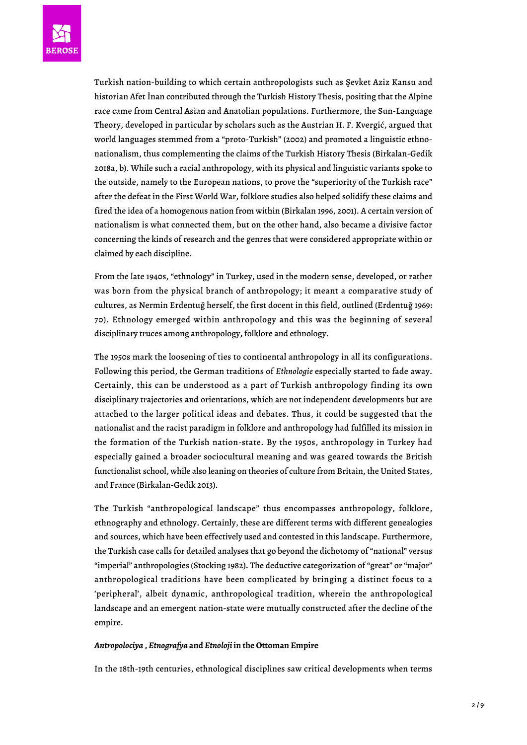Turkish nation-building to which certain anthropologists such as Şevket Aziz Kansu and historian Afet İnan contributed through the Turkish History Thesis, positing that the Alpine race came from Central Asian and Anatolian populations. Furthermore, the Sun-Language Theory, developed in particular by scholars such as the Austrian H. F. Kvergić, argued that world languages stemmed from a "proto-Turkish" (2002) and promoted a linguistic ethno-nationalism, thus complementing the claims of the Turkish History Thesis (Birkalan-Gedik 2018a, b). While such a racial anthropology, with its physical and linguistic variants spoke to the outside, namely to the European nations, to prove the "superiority of the Turkish race" after the defeat in the First World War, folklore studies also helped solidify these claims and fired the idea of a homogenous nation from within (Birkalan 1996, 2001). A certain version of nationalism is what connected them, but on the other hand, also became a divisive factor concerning the kinds of research and the genres that were considered appropriate within or claimed by each discipline.

From the late 1940s, "ethnology" in Turkey, used in the modern sense, developed, or rather was born from the physical branch of anthropology; it meant a comparative study of cultures, as Nermin Erdentuğ herself, the first docent in this field, outlined (Erdentuğ 1969: 70). Ethnology emerged within anthropology and this was the beginning of several disciplinary truces among anthropology, folklore and ethnology.

The 1950s mark the loosening of ties to continental anthropology in all its configurations. Following this period, the German traditions of *Ethnologie* especially started to fade away. Certainly, this can be understood as a part of Turkish anthropology finding its own disciplinary trajectories and orientations, which are not independent developments but are attached to the larger political ideas and debates. Thus, it could be suggested that the nationalist and the racist paradigm in folklore and anthropology had fulfilled its mission in the formation of the Turkish nation-state. By the 1950s, anthropology in Turkey had especially gained a broader sociocultural meaning and was geared towards the British functionalist school, while also leaning on theories of culture from Britain, the United States, and France (Birkalan-Gedik 2013).

The Turkish "anthropological landscape" thus encompasses anthropology, folklore, ethnography and ethnology. Certainly, these are different terms with different genealogies and sources, which have been effectively used and contested in this landscape. Furthermore, the Turkish case calls for detailed analyses that go beyond the dichotomy of "national" versus "imperial" anthropologies (Stocking 1982). The deductive categorization of "great" or "major" anthropological traditions have been complicated by bringing a distinct focus to a 'peripheral', albeit dynamic, anthropological tradition, wherein the anthropological landscape and an emergent nation-state were mutually constructed after the decline of the empire.

#### ***Antropolociya*, *Etnografya* and *Etnoloji* in the Ottoman Empire**

In the 18th-19th centuries, ethnological disciplines saw critical developments when terms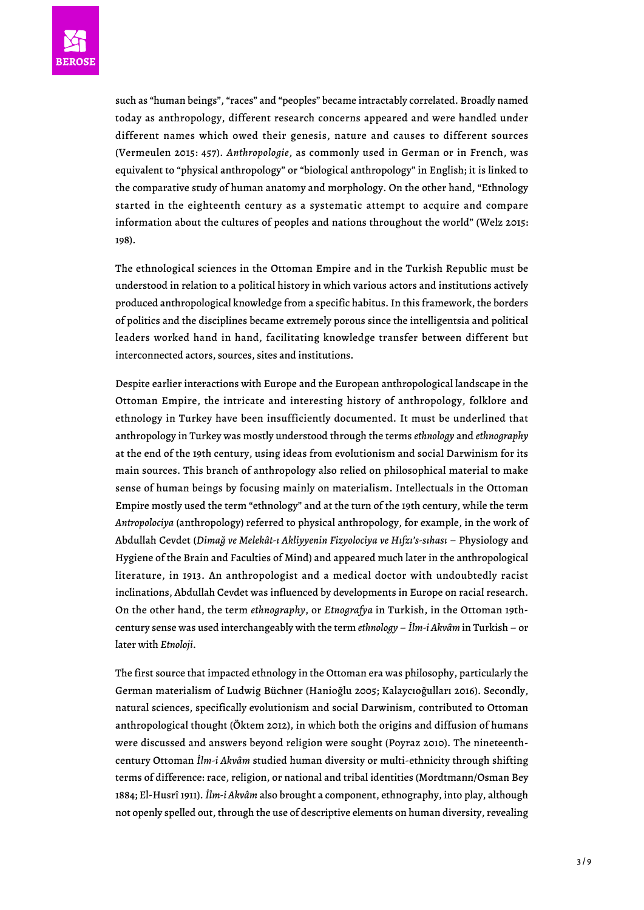such as "human beings", "races" and "peoples" became intractably correlated. Broadly named today as anthropology, different research concerns appeared and were handled under different names which owed their genesis, nature and causes to different sources (Vermeulen 2015: 457). *Anthropologie*, as commonly used in German or in French, was equivalent to "physical anthropology" or "biological anthropology" in English; it is linked to the comparative study of human anatomy and morphology. On the other hand, "Ethnology started in the eighteenth century as a systematic attempt to acquire and compare information about the cultures of peoples and nations throughout the world" (Welz 2015: 198).

The ethnological sciences in the Ottoman Empire and in the Turkish Republic must be understood in relation to a political history in which various actors and institutions actively produced anthropological knowledge from a specific habitus. In this framework, the borders of politics and the disciplines became extremely porous since the intelligentsia and political leaders worked hand in hand, facilitating knowledge transfer between different but interconnected actors, sources, sites and institutions.

Despite earlier interactions with Europe and the European anthropological landscape in the Ottoman Empire, the intricate and interesting history of anthropology, folklore and ethnology in Turkey have been insufficiently documented. It must be underlined that anthropology in Turkey was mostly understood through the terms *ethnology* and *ethnography* at the end of the 19th century, using ideas from evolutionism and social Darwinism for its main sources. This branch of anthropology also relied on philosophical material to make sense of human beings by focusing mainly on materialism. Intellectuals in the Ottoman Empire mostly used the term "ethnology" and at the turn of the 19th century, while the term *Antropolociya* (anthropology) referred to physical anthropology, for example, in the work of Abdullah Cevdet (*Dimağ ve Melekât-ı Akliyyenin Fizyolociya ve Hıfzı's-sıhası* – Physiology and Hygiene of the Brain and Faculties of Mind) and appeared much later in the anthropological literature, in 1913. An anthropologist and a medical doctor with undoubtedly racist inclinations, Abdullah Cevdet was influenced by developments in Europe on racial research. On the other hand, the term *ethnography*, or *Etnografya* in Turkish, in the Ottoman 19th-century sense was used interchangeably with the term *ethnology* – *İlm-i Akvâm* in Turkish – or later with *Etnoloji*.

The first source that impacted ethnology in the Ottoman era was philosophy, particularly the German materialism of Ludwig Büchner (Hanioğlu 2005; Kalaycıoğulları 2016). Secondly, natural sciences, specifically evolutionism and social Darwinism, contributed to Ottoman anthropological thought (Öktem 2012), in which both the origins and diffusion of humans were discussed and answers beyond religion were sought (Poyraz 2010). The nineteenth-century Ottoman *İlm-i Akvâm* studied human diversity or multi-ethnicity through shifting terms of difference: race, religion, or national and tribal identities (Mordtmann/Osman Bey 1884; El-Husrî 1911). *İlm-i Akvâm* also brought a component, ethnography, into play, although not openly spelled out, through the use of descriptive elements on human diversity, revealing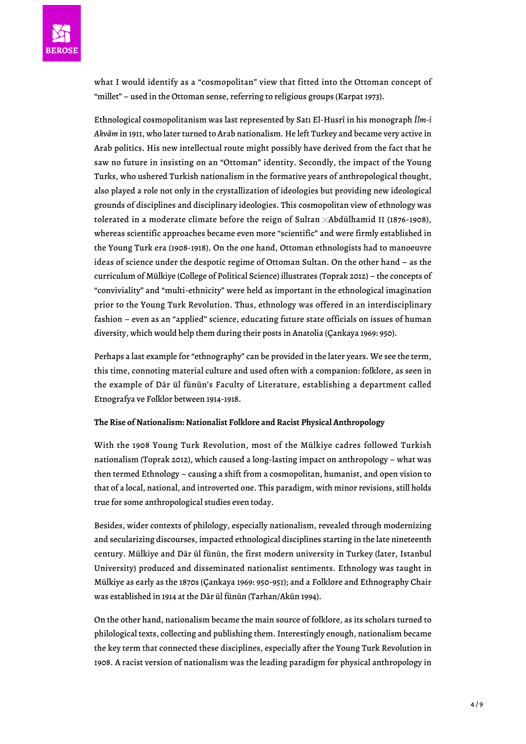what I would identify as a "cosmopolitan" view that fitted into the Ottoman concept of "millet" – used in the Ottoman sense, referring to religious groups (Karpat 1973).

Ethnological cosmopolitanism was last represented by Satı El-Husrî in his monograph *İlm-i Akvâm* in 1911, who later turned to Arab nationalism. He left Turkey and became very active in Arab politics. His new intellectual route might possibly have derived from the fact that he saw no future in insisting on an "Ottoman" identity. Secondly, the impact of the Young Turks, who ushered Turkish nationalism in the formative years of anthropological thought, also played a role not only in the crystallization of ideologies but providing new ideological grounds of disciplines and disciplinary ideologies. This cosmopolitan view of ethnology was tolerated in a moderate climate before the reign of Sultan Abdülhamid II (1876-1908), whereas scientific approaches became even more "scientific" and were firmly established in the Young Turk era (1908-1918). On the one hand, Ottoman ethnologists had to manoeuvre ideas of science under the despotic regime of Ottoman Sultan. On the other hand – as the curriculum of Mülkiye (College of Political Science) illustrates (Toprak 2012) – the concepts of "conviviality" and "multi-ethnicity" were held as important in the ethnological imagination prior to the Young Turk Revolution. Thus, ethnology was offered in an interdisciplinary fashion – even as an "applied" science, educating future state officials on issues of human diversity, which would help them during their posts in Anatolia (Çankaya 1969: 950).

Perhaps a last example for "ethnography" can be provided in the later years. We see the term, this time, connoting material culture and used often with a companion: folklore, as seen in the example of Dār ül fünūn's Faculty of Literature, establishing a department called Etnografya ve Folklor between 1914-1918.

### The Rise of Nationalism: Nationalist Folklore and Racist Physical Anthropology

With the 1908 Young Turk Revolution, most of the Mülkiye cadres followed Turkish nationalism (Toprak 2012), which caused a long-lasting impact on anthropology – what was then termed Ethnology – causing a shift from a cosmopolitan, humanist, and open vision to that of a local, national, and introverted one. This paradigm, with minor revisions, still holds true for some anthropological studies even today.

Besides, wider contexts of philology, especially nationalism, revealed through modernizing and secularizing discourses, impacted ethnological disciplines starting in the late nineteenth century. Mülkiye and Dār ül fünūn, the first modern university in Turkey (later, Istanbul University) produced and disseminated nationalist sentiments. Ethnology was taught in Mülkiye as early as the 1870s (Çankaya 1969: 950-951); and a Folklore and Ethnography Chair was established in 1914 at the Dār ül fünūn (Tarhan/Akün 1994).

On the other hand, nationalism became the main source of folklore, as its scholars turned to philological texts, collecting and publishing them. Interestingly enough, nationalism became the key term that connected these disciplines, especially after the Young Turk Revolution in 1908. A racist version of nationalism was the leading paradigm for physical anthropology in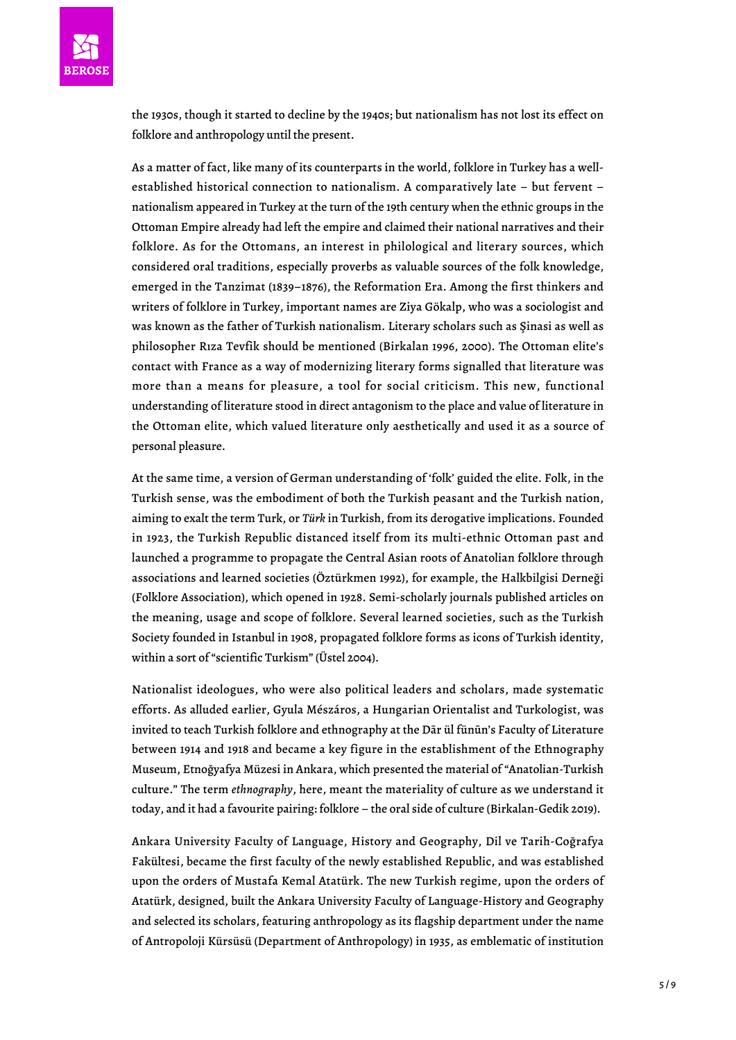the 1930s, though it started to decline by the 1940s; but nationalism has not lost its effect on folklore and anthropology until the present.

As a matter of fact, like many of its counterparts in the world, folklore in Turkey has a well-established historical connection to nationalism. A comparatively late – but fervent – nationalism appeared in Turkey at the turn of the 19th century when the ethnic groups in the Ottoman Empire already had left the empire and claimed their national narratives and their folklore. As for the Ottomans, an interest in philological and literary sources, which considered oral traditions, especially proverbs as valuable sources of the folk knowledge, emerged in the Tanzimat (1839–1876), the Reformation Era. Among the first thinkers and writers of folklore in Turkey, important names are Ziya Gökalp, who was a sociologist and was known as the father of Turkish nationalism. Literary scholars such as Şinasi as well as philosopher Rıza Tevfik should be mentioned (Birkalan 1996, 2000). The Ottoman elite's contact with France as a way of modernizing literary forms signalled that literature was more than a means for pleasure, a tool for social criticism. This new, functional understanding of literature stood in direct antagonism to the place and value of literature in the Ottoman elite, which valued literature only aesthetically and used it as a source of personal pleasure.

At the same time, a version of German understanding of 'folk' guided the elite. Folk, in the Turkish sense, was the embodiment of both the Turkish peasant and the Turkish nation, aiming to exalt the term Turk, or *Türk* in Turkish, from its derogative implications. Founded in 1923, the Turkish Republic distanced itself from its multi-ethnic Ottoman past and launched a programme to propagate the Central Asian roots of Anatolian folklore through associations and learned societies (Öztürkmen 1992), for example, the Halkbilgisi Derneği (Folklore Association), which opened in 1928. Semi-scholarly journals published articles on the meaning, usage and scope of folklore. Several learned societies, such as the Turkish Society founded in Istanbul in 1908, propagated folklore forms as icons of Turkish identity, within a sort of "scientific Turkism" (Üstel 2004).

Nationalist ideologues, who were also political leaders and scholars, made systematic efforts. As alluded earlier, Gyula Mészáros, a Hungarian Orientalist and Turkologist, was invited to teach Turkish folklore and ethnography at the Dār ül fünūn's Faculty of Literature between 1914 and 1918 and became a key figure in the establishment of the Ethnography Museum, Etnoğyafya Müzesi in Ankara, which presented the material of "Anatolian-Turkish culture." The term *ethnography*, here, meant the materiality of culture as we understand it today, and it had a favourite pairing: folklore – the oral side of culture (Birkalan-Gedik 2019).

Ankara University Faculty of Language, History and Geography, Dil ve Tarih-Coğrafya Fakültesi, became the first faculty of the newly established Republic, and was established upon the orders of Mustafa Kemal Atatürk. The new Turkish regime, upon the orders of Atatürk, designed, built the Ankara University Faculty of Language-History and Geography and selected its scholars, featuring anthropology as its flagship department under the name of Antropoloji Kürsüsü (Department of Anthropology) in 1935, as emblematic of institution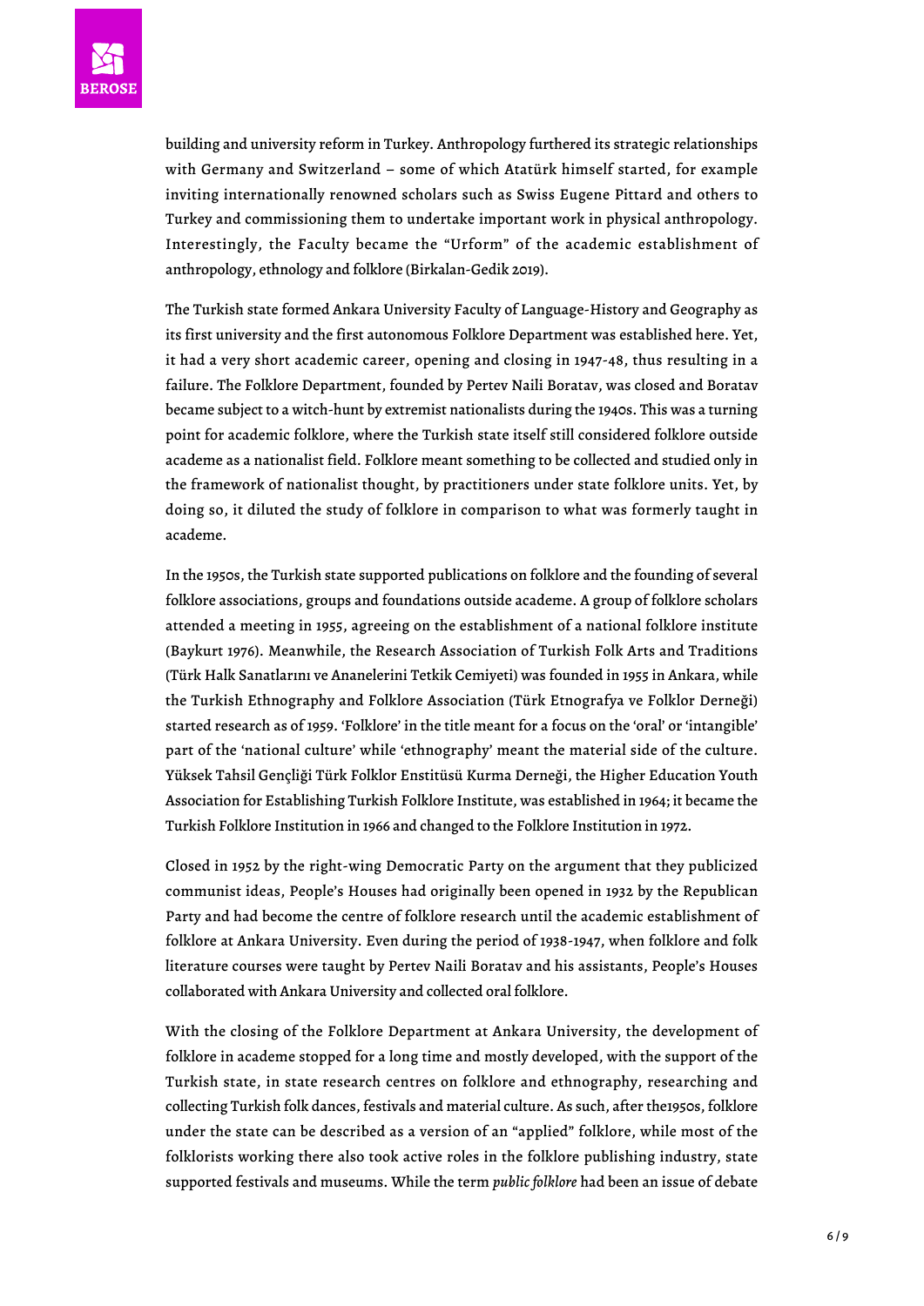building and university reform in Turkey. Anthropology furthered its strategic relationships with Germany and Switzerland – some of which Atatürk himself started, for example inviting internationally renowned scholars such as Swiss Eugene Pittard and others to Turkey and commissioning them to undertake important work in physical anthropology. Interestingly, the Faculty became the "Urform" of the academic establishment of anthropology, ethnology and folklore (Birkalan-Gedik 2019).

The Turkish state formed Ankara University Faculty of Language-History and Geography as its first university and the first autonomous Folklore Department was established here. Yet, it had a very short academic career, opening and closing in 1947-48, thus resulting in a failure. The Folklore Department, founded by Pertev Naili Boratav, was closed and Boratav became subject to a witch-hunt by extremist nationalists during the 1940s. This was a turning point for academic folklore, where the Turkish state itself still considered folklore outside academe as a nationalist field. Folklore meant something to be collected and studied only in the framework of nationalist thought, by practitioners under state folklore units. Yet, by doing so, it diluted the study of folklore in comparison to what was formerly taught in academe.

In the 1950s, the Turkish state supported publications on folklore and the founding of several folklore associations, groups and foundations outside academe. A group of folklore scholars attended a meeting in 1955, agreeing on the establishment of a national folklore institute (Baykurt 1976). Meanwhile, the Research Association of Turkish Folk Arts and Traditions (Türk Halk Sanatlarını ve Ananelerini Tetkik Cemiyeti) was founded in 1955 in Ankara, while the Turkish Ethnography and Folklore Association (Türk Etnografya ve Folklor Derneği) started research as of 1959. 'Folklore' in the title meant for a focus on the 'oral' or 'intangible' part of the 'national culture' while 'ethnography' meant the material side of the culture. Yüksek Tahsil Gençliği Türk Folklor Enstitüsü Kurma Derneği, the Higher Education Youth Association for Establishing Turkish Folklore Institute, was established in 1964; it became the Turkish Folklore Institution in 1966 and changed to the Folklore Institution in 1972.

Closed in 1952 by the right-wing Democratic Party on the argument that they publicized communist ideas, People's Houses had originally been opened in 1932 by the Republican Party and had become the centre of folklore research until the academic establishment of folklore at Ankara University. Even during the period of 1938-1947, when folklore and folk literature courses were taught by Pertev Naili Boratav and his assistants, People's Houses collaborated with Ankara University and collected oral folklore.

With the closing of the Folklore Department at Ankara University, the development of folklore in academe stopped for a long time and mostly developed, with the support of the Turkish state, in state research centres on folklore and ethnography, researching and collecting Turkish folk dances, festivals and material culture. As such, after the1950s, folklore under the state can be described as a version of an "applied" folklore, while most of the folklorists working there also took active roles in the folklore publishing industry, state supported festivals and museums. While the term *public folklore* had been an issue of debate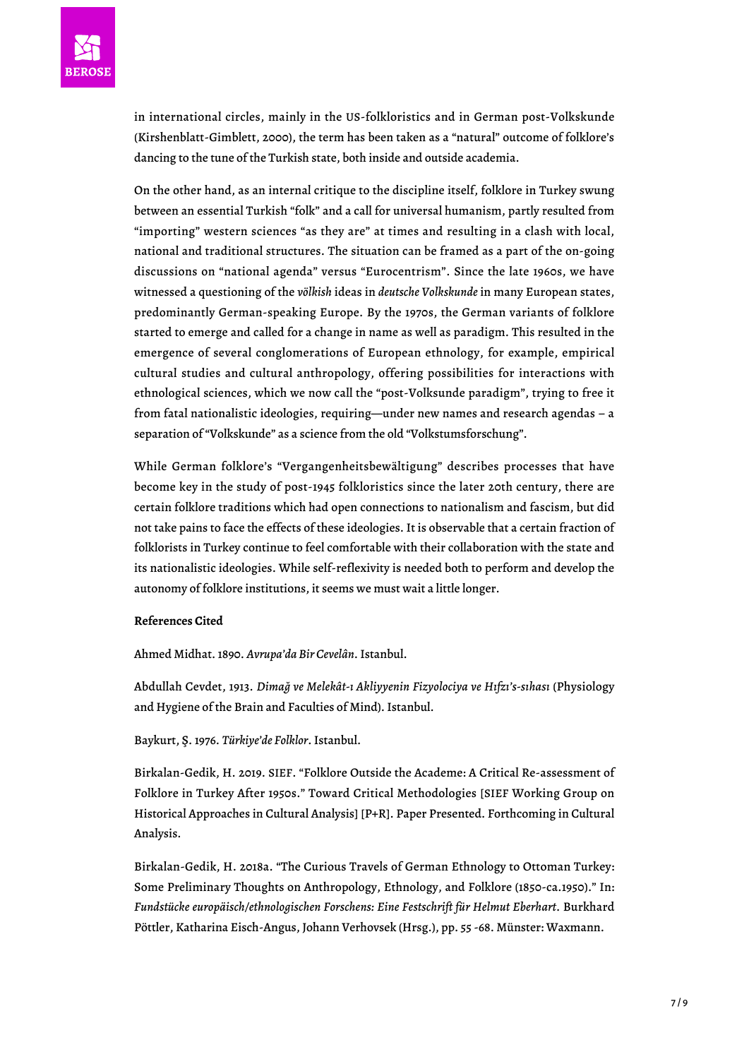in international circles, mainly in the US-folkloristics and in German post-Volkskunde (Kirshenblatt-Gimblett, 2000), the term has been taken as a "natural" outcome of folklore's dancing to the tune of the Turkish state, both inside and outside academia.

On the other hand, as an internal critique to the discipline itself, folklore in Turkey swung between an essential Turkish "folk" and a call for universal humanism, partly resulted from "importing" western sciences "as they are" at times and resulting in a clash with local, national and traditional structures. The situation can be framed as a part of the on-going discussions on "national agenda" versus "Eurocentrism". Since the late 1960s, we have witnessed a questioning of the *völkish* ideas in *deutsche Volkskunde* in many European states, predominantly German-speaking Europe. By the 1970s, the German variants of folklore started to emerge and called for a change in name as well as paradigm. This resulted in the emergence of several conglomerations of European ethnology, for example, empirical cultural studies and cultural anthropology, offering possibilities for interactions with ethnological sciences, which we now call the "post-Volksunde paradigm", trying to free it from fatal nationalistic ideologies, requiring—under new names and research agendas – a separation of "Volkskunde" as a science from the old "Volkstumsforschung".

While German folklore's "Vergangenheitsbewältigung" describes processes that have become key in the study of post-1945 folkloristics since the later 20th century, there are certain folklore traditions which had open connections to nationalism and fascism, but did not take pains to face the effects of these ideologies. It is observable that a certain fraction of folklorists in Turkey continue to feel comfortable with their collaboration with the state and its nationalistic ideologies. While self-reflexivity is needed both to perform and develop the autonomy of folklore institutions, it seems we must wait a little longer.

**References Cited**

Ahmed Midhat. 1890. *Avrupa'da Bir Cevelân*. Istanbul.

Abdullah Cevdet, 1913. *Dimağ ve Melekât-ı Akliyyenin Fizyolociya ve Hıfzı's-sıhası* (Physiology and Hygiene of the Brain and Faculties of Mind). Istanbul.

Baykurt, Ş. 1976. *Türkiye'de Folklor*. Istanbul.

Birkalan-Gedik, H. 2019. SIEF. "Folklore Outside the Academe: A Critical Re-assessment of Folklore in Turkey After 1950s." Toward Critical Methodologies [SIEF Working Group on Historical Approaches in Cultural Analysis] [P+R]. Paper Presented. Forthcoming in Cultural Analysis.

Birkalan-Gedik, H. 2018a. "The Curious Travels of German Ethnology to Ottoman Turkey: Some Preliminary Thoughts on Anthropology, Ethnology, and Folklore (1850-ca.1950)." In: *Fundstücke europäisch/ethnologischen Forschens: Eine Festschrift für Helmut Eberhart*. Burkhard Pöttler, Katharina Eisch-Angus, Johann Verhovsek (Hrsg.), pp. 55 -68. Münster: Waxmann.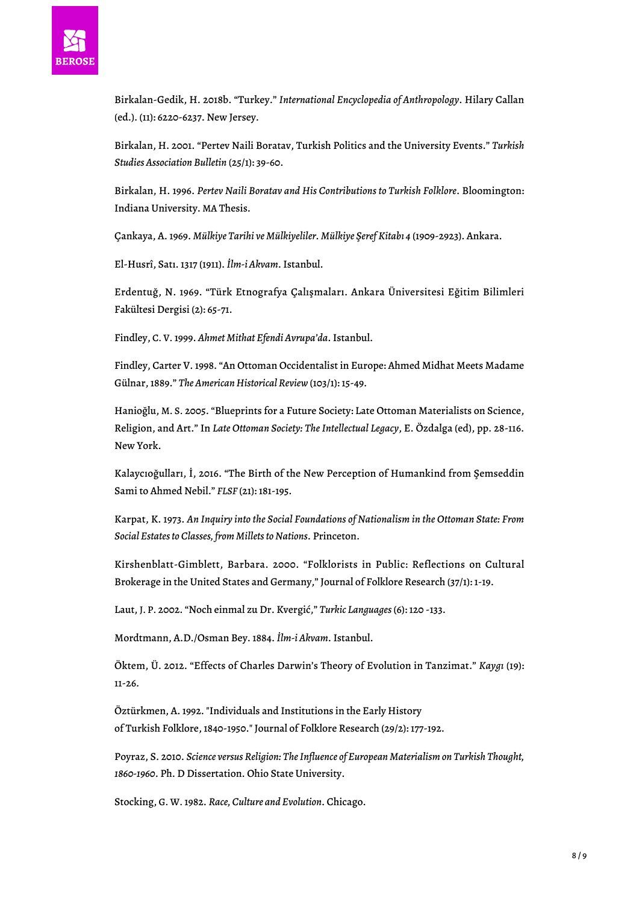Birkalan-Gedik, H. 2018b. “Turkey.” *International Encyclopedia of Anthropology*. Hilary Callan (ed.). (11): 6220-6237. New Jersey.

Birkalan, H. 2001. “Pertev Naili Boratav, Turkish Politics and the University Events.” *Turkish Studies Association Bulletin* (25/1): 39-60.

Birkalan, H. 1996. *Pertev Naili Boratav and His Contributions to Turkish Folklore*. Bloomington: Indiana University. MA Thesis.

Çankaya, A. 1969. *Mülkiye Tarihi ve Mülkiyeliler. Mülkiye Şeref Kitabı 4* (1909-2923). Ankara.

El-Husrî, Satı. 1317 (1911). *İlm-i Akvam*. Istanbul.

Erdentuğ, N. 1969. “Türk Etnografya Çalışmaları. Ankara Üniversitesi Eğitim Bilimleri Fakültesi Dergisi (2): 65-71.

Findley, C. V. 1999. *Ahmet Mithat Efendi Avrupa’da*. Istanbul.

Findley, Carter V. 1998. “An Ottoman Occidentalist in Europe: Ahmed Midhat Meets Madame Gülnar, 1889.” *The American Historical Review* (103/1): 15-49.

Hanioğlu, M. S. 2005. “Blueprints for a Future Society: Late Ottoman Materialists on Science, Religion, and Art.” In *Late Ottoman Society: The Intellectual Legacy*, E. Özdalga (ed), pp. 28-116. New York.

Kalaycıoğulları, İ, 2016. “The Birth of the New Perception of Humankind from Şemseddin Sami to Ahmed Nebil.” *FLSF* (21): 181-195.

Karpat, K. 1973. *An Inquiry into the Social Foundations of Nationalism in the Ottoman State: From Social Estates to Classes, from Millets to Nations*. Princeton.

Kirshenblatt-Gimblett, Barbara. 2000. “Folklorists in Public: Reflections on Cultural Brokerage in the United States and Germany,” Journal of Folklore Research (37/1): 1-19.

Laut, J. P. 2002. “Noch einmal zu Dr. Kvergić,” *Turkic Languages* (6): 120 -133.

Mordtmann, A.D./Osman Bey. 1884. *İlm-i Akvam*. Istanbul.

Öktem, Ü. 2012. “Effects of Charles Darwin’s Theory of Evolution in Tanzimat.” *Kaygı* (19): 11-26.

Öztürkmen, A. 1992. "Individuals and Institutions in the Early History of Turkish Folklore, 1840-1950." Journal of Folklore Research (29/2): 177-192.

Poyraz, S. 2010. *Science versus Religion: The Influence of European Materialism on Turkish Thought, 1860-1960*. Ph. D Dissertation. Ohio State University.

Stocking, G. W. 1982. *Race, Culture and Evolution*. Chicago.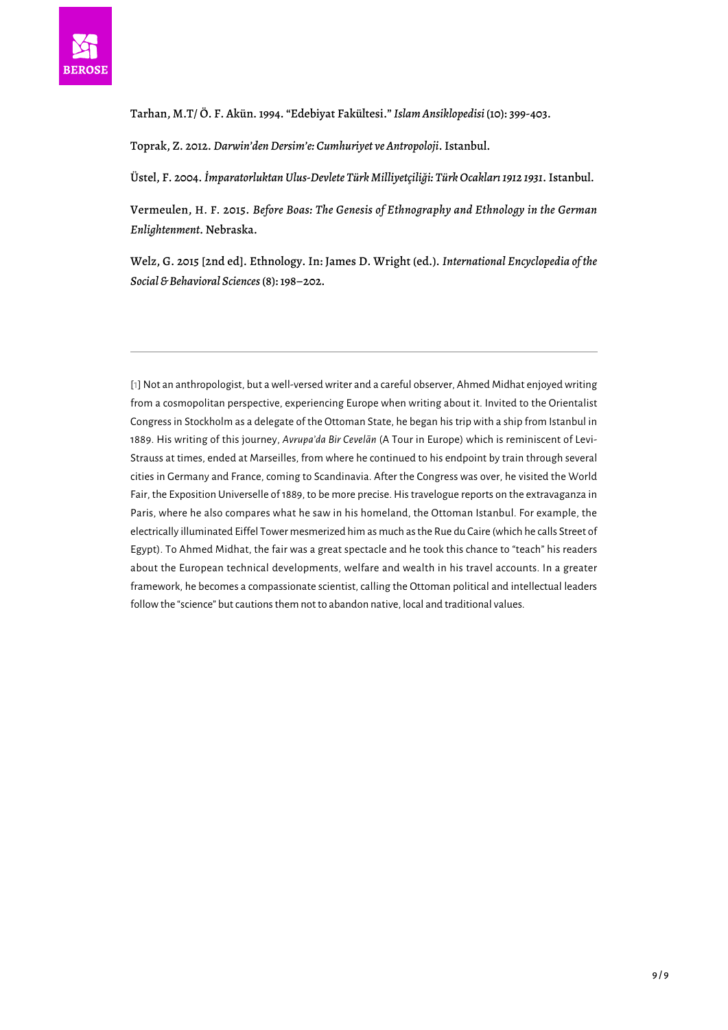Tarhan, M.T/ Ö. F. Akün. 1994. "Edebiyat Fakültesi." *Islam Ansiklopedisi* (10): 399-403.

Toprak, Z. 2012. *Darwin'den Dersim'e: Cumhuriyet ve Antropoloji*. Istanbul.

Üstel, F. 2004. *İmparatorluktan Ulus-Devlete Türk Milliyetçiliği: Türk Ocakları 1912 1931*. Istanbul.

Vermeulen, H. F. 2015. *Before Boas: The Genesis of Ethnography and Ethnology in the German Enlightenment*. Nebraska.

Welz, G. 2015 [2nd ed]. Ethnology. In: James D. Wright (ed.). *International Encyclopedia of the Social & Behavioral Sciences* (8): 198–202.

---

[1] Not an anthropologist, but a well-versed writer and a careful observer, Ahmed Midhat enjoyed writing from a cosmopolitan perspective, experiencing Europe when writing about it. Invited to the Orientalist Congress in Stockholm as a delegate of the Ottoman State, he began his trip with a ship from Istanbul in 1889. His writing of this journey, *Avrupa'da Bir Cevelān* (A Tour in Europe) which is reminiscent of Levi-Strauss at times, ended at Marseilles, from where he continued to his endpoint by train through several cities in Germany and France, coming to Scandinavia. After the Congress was over, he visited the World Fair, the Exposition Universelle of 1889, to be more precise. His travelogue reports on the extravaganza in Paris, where he also compares what he saw in his homeland, the Ottoman Istanbul. For example, the electrically illuminated Eiffel Tower mesmerized him as much as the Rue du Caire (which he calls Street of Egypt). To Ahmed Midhat, the fair was a great spectacle and he took this chance to "teach" his readers about the European technical developments, welfare and wealth in his travel accounts. In a greater framework, he becomes a compassionate scientist, calling the Ottoman political and intellectual leaders follow the "science" but cautions them not to abandon native, local and traditional values.